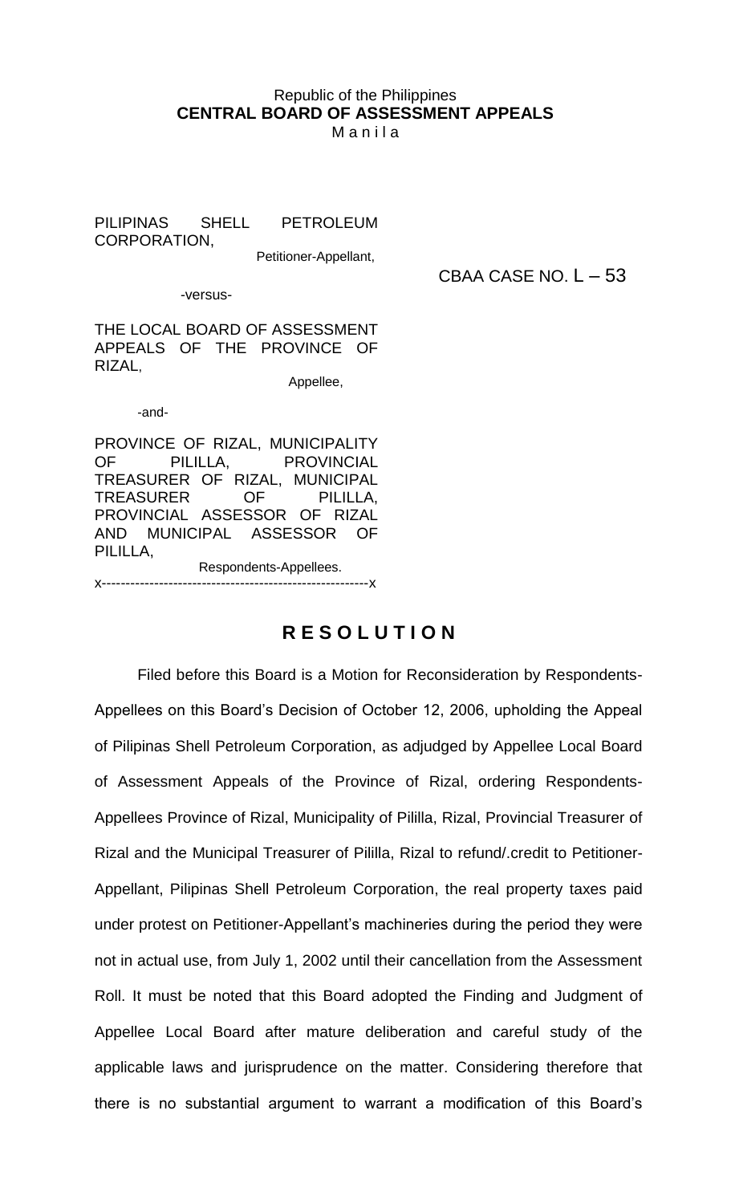Republic of the Philippines
**CENTRAL BOARD OF ASSESSMENT APPEALS**
Manila

PILIPINAS SHELL PETROLEUM CORPORATION,
Petitioner-Appellant,

CBAA CASE NO. L – 53

-versus-

THE LOCAL BOARD OF ASSESSMENT APPEALS OF THE PROVINCE OF RIZAL,
Appellee,

-and-

PROVINCE OF RIZAL, MUNICIPALITY OF PILILLA, PROVINCIAL TREASURER OF RIZAL, MUNICIPAL TREASURER OF PILILLA, PROVINCIAL ASSESSOR OF RIZAL AND MUNICIPAL ASSESSOR OF PILILLA,
Respondents-Appellees.

x-------------------------------------------------------x

## R E S O L U T I O N

Filed before this Board is a Motion for Reconsideration by Respondents-Appellees on this Board's Decision of October 12, 2006, upholding the Appeal of Pilipinas Shell Petroleum Corporation, as adjudged by Appellee Local Board of Assessment Appeals of the Province of Rizal, ordering Respondents-Appellees Province of Rizal, Municipality of Pililla, Rizal, Provincial Treasurer of Rizal and the Municipal Treasurer of Pililla, Rizal to refund/.credit to Petitioner-Appellant, Pilipinas Shell Petroleum Corporation, the real property taxes paid under protest on Petitioner-Appellant's machineries during the period they were not in actual use, from July 1, 2002 until their cancellation from the Assessment Roll. It must be noted that this Board adopted the Finding and Judgment of Appellee Local Board after mature deliberation and careful study of the applicable laws and jurisprudence on the matter. Considering therefore that there is no substantial argument to warrant a modification of this Board's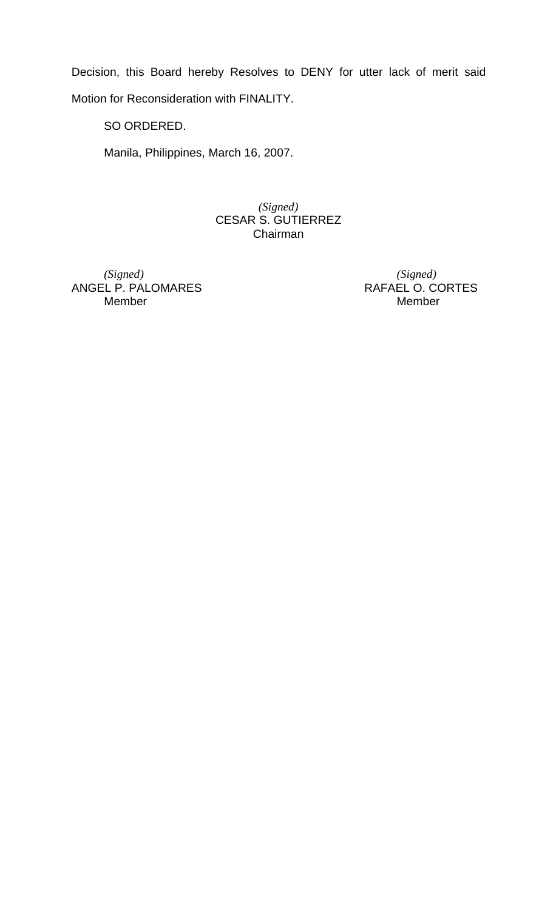Decision, this Board hereby Resolves to DENY for utter lack of merit said Motion for Reconsideration with FINALITY.

SO ORDERED.

Manila, Philippines, March 16, 2007.

*(Signed)*
CESAR S. GUTIERREZ
Chairman

*(Signed)*
ANGEL P. PALOMARES
Member

*(Signed)*
RAFAEL O. CORTES
Member